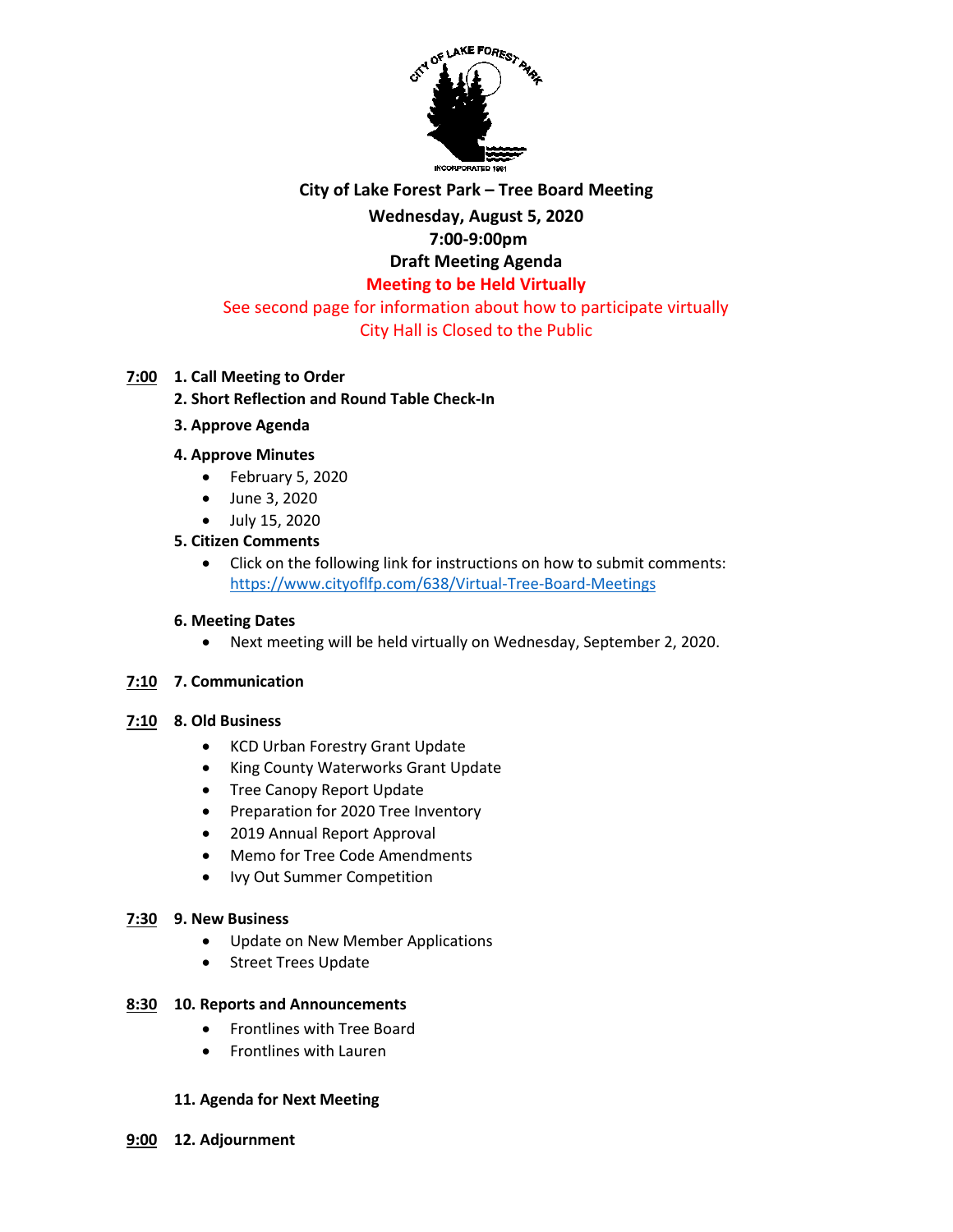# City of Lake Forest Park – Tree Board Meeting

**Wednesday, August 5, 2020**

**7:00-9:00pm**

**Draft Meeting Agenda**

**Meeting to be Held Virtually**

See second page for information about how to participate virtually

City Hall is Closed to the Public

**7:00** **1. Call Meeting to Order**

**2. Short Reflection and Round Table Check-In**

**3. Approve Agenda**

**4. Approve Minutes**

- February 5, 2020
- June 3, 2020
- July 15, 2020

**5. Citizen Comments**

- Click on the following link for instructions on how to submit comments: https://www.cityoflfp.com/638/Virtual-Tree-Board-Meetings

**6. Meeting Dates**

- Next meeting will be held virtually on Wednesday, September 2, 2020.

**7:10** **7. Communication**

**7:10** **8. Old Business**

- KCD Urban Forestry Grant Update
- King County Waterworks Grant Update
- Tree Canopy Report Update
- Preparation for 2020 Tree Inventory
- 2019 Annual Report Approval
- Memo for Tree Code Amendments
- Ivy Out Summer Competition

**7:30** **9. New Business**

- Update on New Member Applications
- Street Trees Update

**8:30** **10. Reports and Announcements**

- Frontlines with Tree Board
- Frontlines with Lauren

**11. Agenda for Next Meeting**

**9:00** **12. Adjournment**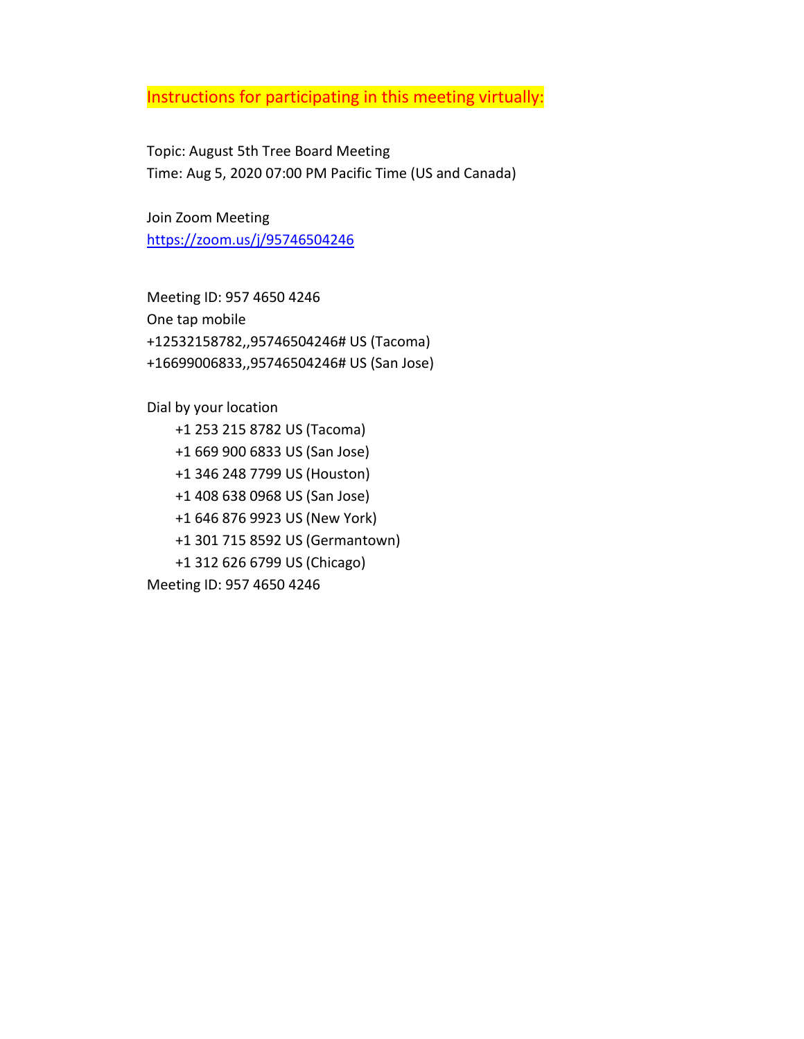**Instructions for participating in this meeting virtually:**

Topic: August 5th Tree Board Meeting
Time: Aug 5, 2020 07:00 PM Pacific Time (US and Canada)

Join Zoom Meeting
https://zoom.us/j/95746504246

Meeting ID: 957 4650 4246
One tap mobile
+12532158782,,95746504246# US (Tacoma)
+16699006833,,95746504246# US (San Jose)

Dial by your location
- +1 253 215 8782 US (Tacoma)
- +1 669 900 6833 US (San Jose)
- +1 346 248 7799 US (Houston)
- +1 408 638 0968 US (San Jose)
- +1 646 876 9923 US (New York)
- +1 301 715 8592 US (Germantown)
- +1 312 626 6799 US (Chicago)

Meeting ID: 957 4650 4246